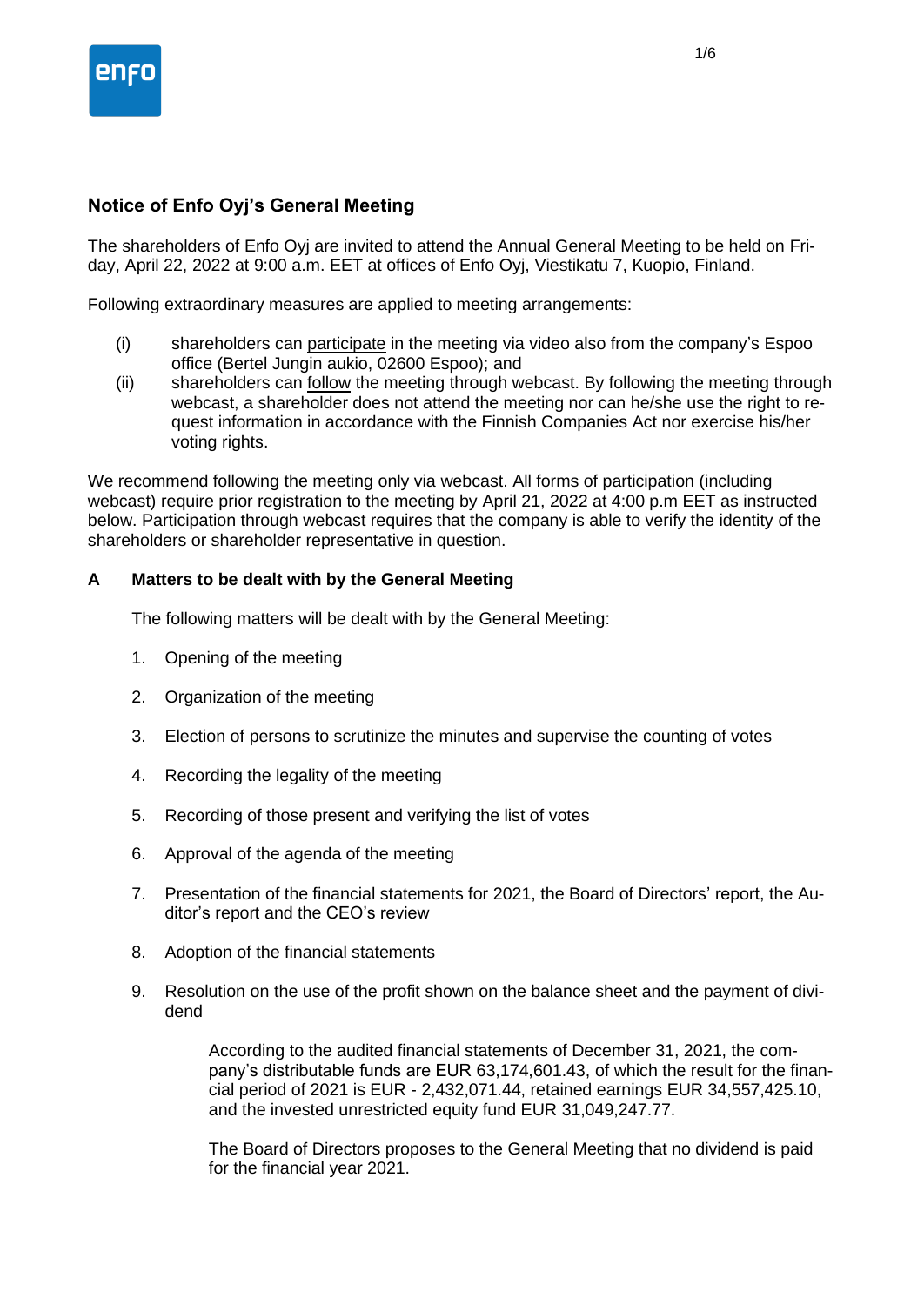## Notice of Enfo Oyj's General Meeting

The shareholders of Enfo Oyj are invited to attend the Annual General Meeting to be held on Friday, April 22, 2022 at 9:00 a.m. EET at offices of Enfo Oyj, Viestikatu 7, Kuopio, Finland.

Following extraordinary measures are applied to meeting arrangements:

(i) shareholders can participate in the meeting via video also from the company's Espoo office (Bertel Jungin aukio, 02600 Espoo); and

(ii) shareholders can follow the meeting through webcast. By following the meeting through webcast, a shareholder does not attend the meeting nor can he/she use the right to request information in accordance with the Finnish Companies Act nor exercise his/her voting rights.

We recommend following the meeting only via webcast. All forms of participation (including webcast) require prior registration to the meeting by April 21, 2022 at 4:00 p.m EET as instructed below. Participation through webcast requires that the company is able to verify the identity of the shareholders or shareholder representative in question.

### A Matters to be dealt with by the General Meeting

The following matters will be dealt with by the General Meeting:

1. Opening of the meeting

2. Organization of the meeting

3. Election of persons to scrutinize the minutes and supervise the counting of votes

4. Recording the legality of the meeting

5. Recording of those present and verifying the list of votes

6. Approval of the agenda of the meeting

7. Presentation of the financial statements for 2021, the Board of Directors' report, the Auditor's report and the CEO's review

8. Adoption of the financial statements

9. Resolution on the use of the profit shown on the balance sheet and the payment of dividend

   According to the audited financial statements of December 31, 2021, the company's distributable funds are EUR 63,174,601.43, of which the result for the financial period of 2021 is EUR - 2,432,071.44, retained earnings EUR 34,557,425.10, and the invested unrestricted equity fund EUR 31,049,247.77.

   The Board of Directors proposes to the General Meeting that no dividend is paid for the financial year 2021.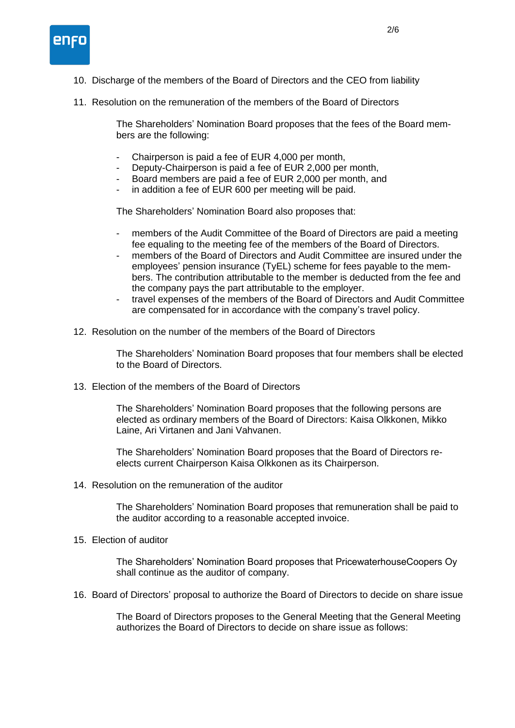10. Discharge of the members of the Board of Directors and the CEO from liability

11. Resolution on the remuneration of the members of the Board of Directors

    The Shareholders' Nomination Board proposes that the fees of the Board members are the following:

    - Chairperson is paid a fee of EUR 4,000 per month,
    - Deputy-Chairperson is paid a fee of EUR 2,000 per month,
    - Board members are paid a fee of EUR 2,000 per month, and
    - in addition a fee of EUR 600 per meeting will be paid.

    The Shareholders' Nomination Board also proposes that:

    - members of the Audit Committee of the Board of Directors are paid a meeting fee equaling to the meeting fee of the members of the Board of Directors.
    - members of the Board of Directors and Audit Committee are insured under the employees' pension insurance (TyEL) scheme for fees payable to the members. The contribution attributable to the member is deducted from the fee and the company pays the part attributable to the employer.
    - travel expenses of the members of the Board of Directors and Audit Committee are compensated for in accordance with the company's travel policy.

12. Resolution on the number of the members of the Board of Directors

    The Shareholders' Nomination Board proposes that four members shall be elected to the Board of Directors.

13. Election of the members of the Board of Directors

    The Shareholders' Nomination Board proposes that the following persons are elected as ordinary members of the Board of Directors: Kaisa Olkkonen, Mikko Laine, Ari Virtanen and Jani Vahvanen.

    The Shareholders' Nomination Board proposes that the Board of Directors re-elects current Chairperson Kaisa Olkkonen as its Chairperson.

14. Resolution on the remuneration of the auditor

    The Shareholders' Nomination Board proposes that remuneration shall be paid to the auditor according to a reasonable accepted invoice.

15. Election of auditor

    The Shareholders' Nomination Board proposes that PricewaterhouseCoopers Oy shall continue as the auditor of company.

16. Board of Directors' proposal to authorize the Board of Directors to decide on share issue

    The Board of Directors proposes to the General Meeting that the General Meeting authorizes the Board of Directors to decide on share issue as follows: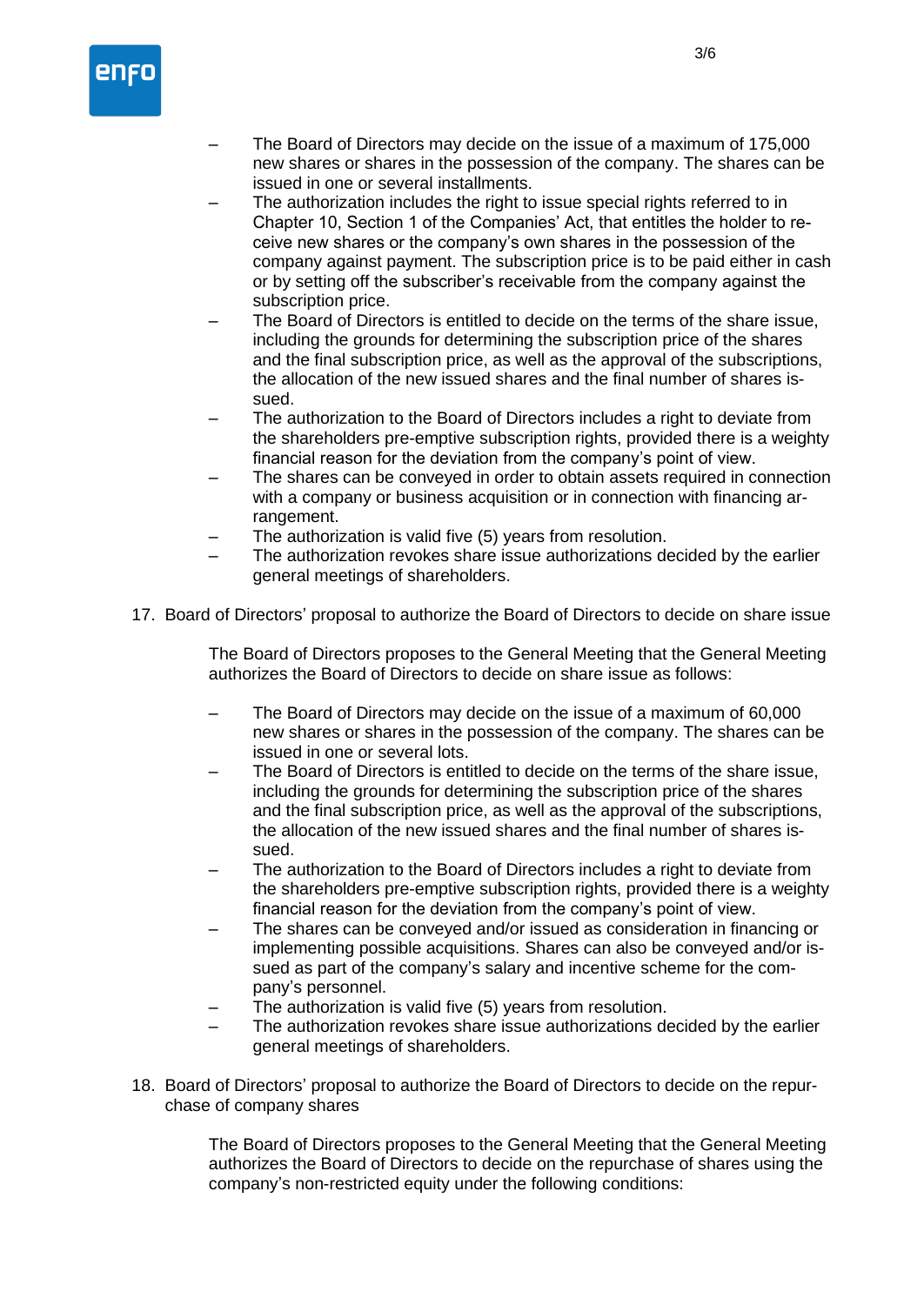- The Board of Directors may decide on the issue of a maximum of 175,000 new shares or shares in the possession of the company. The shares can be issued in one or several installments.
- The authorization includes the right to issue special rights referred to in Chapter 10, Section 1 of the Companies' Act, that entitles the holder to receive new shares or the company's own shares in the possession of the company against payment. The subscription price is to be paid either in cash or by setting off the subscriber's receivable from the company against the subscription price.
- The Board of Directors is entitled to decide on the terms of the share issue, including the grounds for determining the subscription price of the shares and the final subscription price, as well as the approval of the subscriptions, the allocation of the new issued shares and the final number of shares issued.
- The authorization to the Board of Directors includes a right to deviate from the shareholders pre-emptive subscription rights, provided there is a weighty financial reason for the deviation from the company's point of view.
- The shares can be conveyed in order to obtain assets required in connection with a company or business acquisition or in connection with financing arrangement.
- The authorization is valid five (5) years from resolution.
- The authorization revokes share issue authorizations decided by the earlier general meetings of shareholders.

17. Board of Directors' proposal to authorize the Board of Directors to decide on share issue

The Board of Directors proposes to the General Meeting that the General Meeting authorizes the Board of Directors to decide on share issue as follows:

- The Board of Directors may decide on the issue of a maximum of 60,000 new shares or shares in the possession of the company. The shares can be issued in one or several lots.
- The Board of Directors is entitled to decide on the terms of the share issue, including the grounds for determining the subscription price of the shares and the final subscription price, as well as the approval of the subscriptions, the allocation of the new issued shares and the final number of shares issued.
- The authorization to the Board of Directors includes a right to deviate from the shareholders pre-emptive subscription rights, provided there is a weighty financial reason for the deviation from the company's point of view.
- The shares can be conveyed and/or issued as consideration in financing or implementing possible acquisitions. Shares can also be conveyed and/or issued as part of the company's salary and incentive scheme for the company's personnel.
- The authorization is valid five (5) years from resolution.
- The authorization revokes share issue authorizations decided by the earlier general meetings of shareholders.

18. Board of Directors' proposal to authorize the Board of Directors to decide on the repurchase of company shares

The Board of Directors proposes to the General Meeting that the General Meeting authorizes the Board of Directors to decide on the repurchase of shares using the company's non-restricted equity under the following conditions: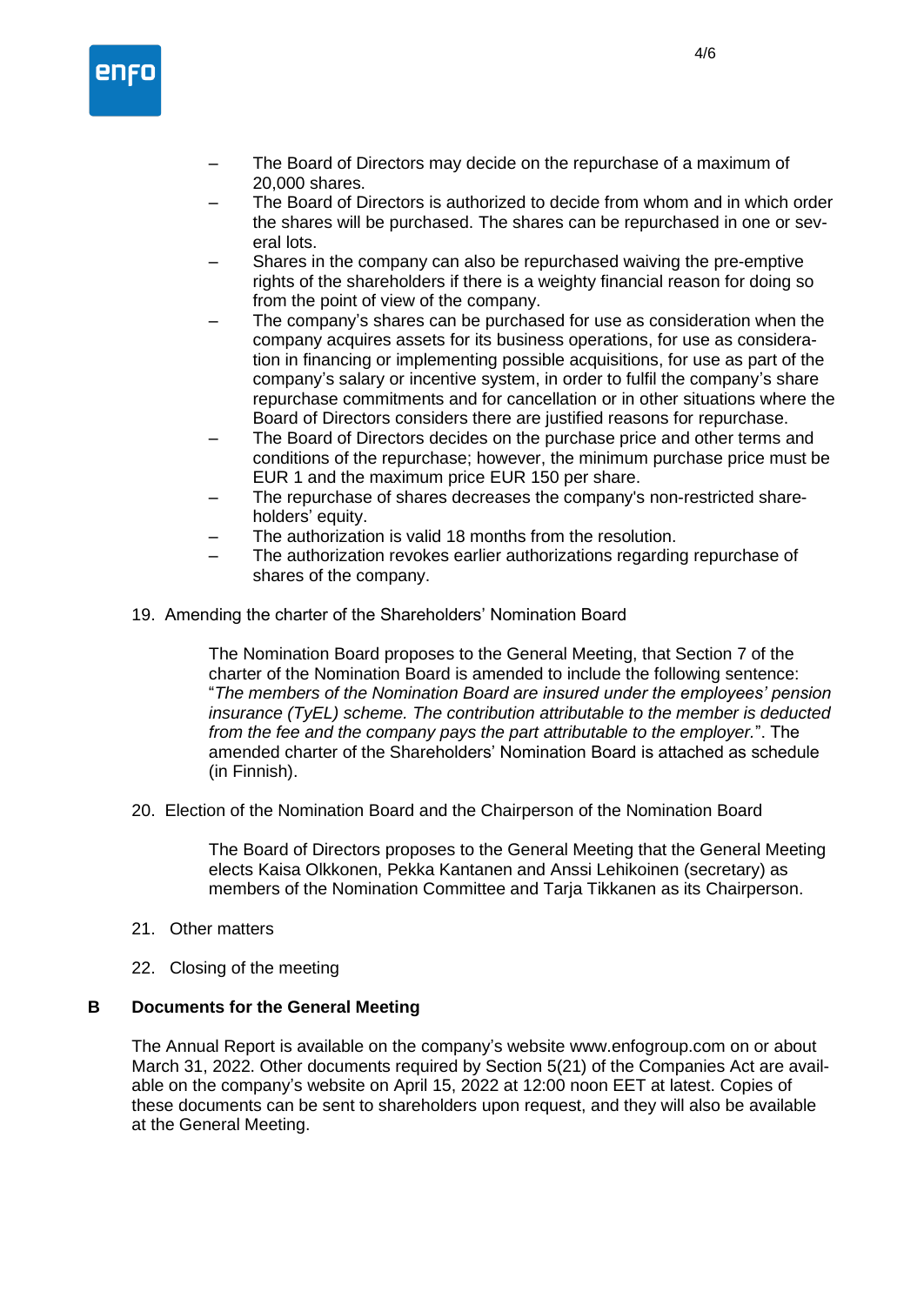- The Board of Directors may decide on the repurchase of a maximum of 20,000 shares.
- The Board of Directors is authorized to decide from whom and in which order the shares will be purchased. The shares can be repurchased in one or several lots.
- Shares in the company can also be repurchased waiving the pre-emptive rights of the shareholders if there is a weighty financial reason for doing so from the point of view of the company.
- The company's shares can be purchased for use as consideration when the company acquires assets for its business operations, for use as consideration in financing or implementing possible acquisitions, for use as part of the company's salary or incentive system, in order to fulfil the company's share repurchase commitments and for cancellation or in other situations where the Board of Directors considers there are justified reasons for repurchase.
- The Board of Directors decides on the purchase price and other terms and conditions of the repurchase; however, the minimum purchase price must be EUR 1 and the maximum price EUR 150 per share.
- The repurchase of shares decreases the company's non-restricted shareholders' equity.
- The authorization is valid 18 months from the resolution.
- The authorization revokes earlier authorizations regarding repurchase of shares of the company.

19. Amending the charter of the Shareholders' Nomination Board

    The Nomination Board proposes to the General Meeting, that Section 7 of the charter of the Nomination Board is amended to include the following sentence: "*The members of the Nomination Board are insured under the employees' pension insurance (TyEL) scheme. The contribution attributable to the member is deducted from the fee and the company pays the part attributable to the employer.*". The amended charter of the Shareholders' Nomination Board is attached as schedule (in Finnish).

20. Election of the Nomination Board and the Chairperson of the Nomination Board

    The Board of Directors proposes to the General Meeting that the General Meeting elects Kaisa Olkkonen, Pekka Kantanen and Anssi Lehikoinen (secretary) as members of the Nomination Committee and Tarja Tikkanen as its Chairperson.

21. Other matters

22. Closing of the meeting

## B Documents for the General Meeting

The Annual Report is available on the company's website www.enfogroup.com on or about March 31, 2022. Other documents required by Section 5(21) of the Companies Act are available on the company's website on April 15, 2022 at 12:00 noon EET at latest. Copies of these documents can be sent to shareholders upon request, and they will also be available at the General Meeting.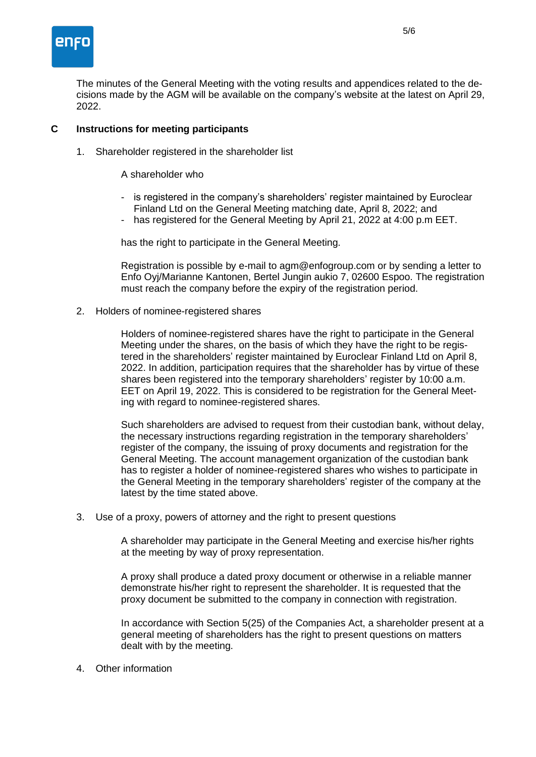The minutes of the General Meeting with the voting results and appendices related to the decisions made by the AGM will be available on the company's website at the latest on April 29, 2022.

## C Instructions for meeting participants

1. Shareholder registered in the shareholder list

   A shareholder who

   - is registered in the company's shareholders' register maintained by Euroclear Finland Ltd on the General Meeting matching date, April 8, 2022; and
   - has registered for the General Meeting by April 21, 2022 at 4:00 p.m EET.

   has the right to participate in the General Meeting.

   Registration is possible by e-mail to agm@enfogroup.com or by sending a letter to Enfo Oyj/Marianne Kantonen, Bertel Jungin aukio 7, 02600 Espoo. The registration must reach the company before the expiry of the registration period.

2. Holders of nominee-registered shares

   Holders of nominee-registered shares have the right to participate in the General Meeting under the shares, on the basis of which they have the right to be registered in the shareholders' register maintained by Euroclear Finland Ltd on April 8, 2022. In addition, participation requires that the shareholder has by virtue of these shares been registered into the temporary shareholders' register by 10:00 a.m. EET on April 19, 2022. This is considered to be registration for the General Meeting with regard to nominee-registered shares.

   Such shareholders are advised to request from their custodian bank, without delay, the necessary instructions regarding registration in the temporary shareholders' register of the company, the issuing of proxy documents and registration for the General Meeting. The account management organization of the custodian bank has to register a holder of nominee-registered shares who wishes to participate in the General Meeting in the temporary shareholders' register of the company at the latest by the time stated above.

3. Use of a proxy, powers of attorney and the right to present questions

   A shareholder may participate in the General Meeting and exercise his/her rights at the meeting by way of proxy representation.

   A proxy shall produce a dated proxy document or otherwise in a reliable manner demonstrate his/her right to represent the shareholder. It is requested that the proxy document be submitted to the company in connection with registration.

   In accordance with Section 5(25) of the Companies Act, a shareholder present at a general meeting of shareholders has the right to present questions on matters dealt with by the meeting.

4. Other information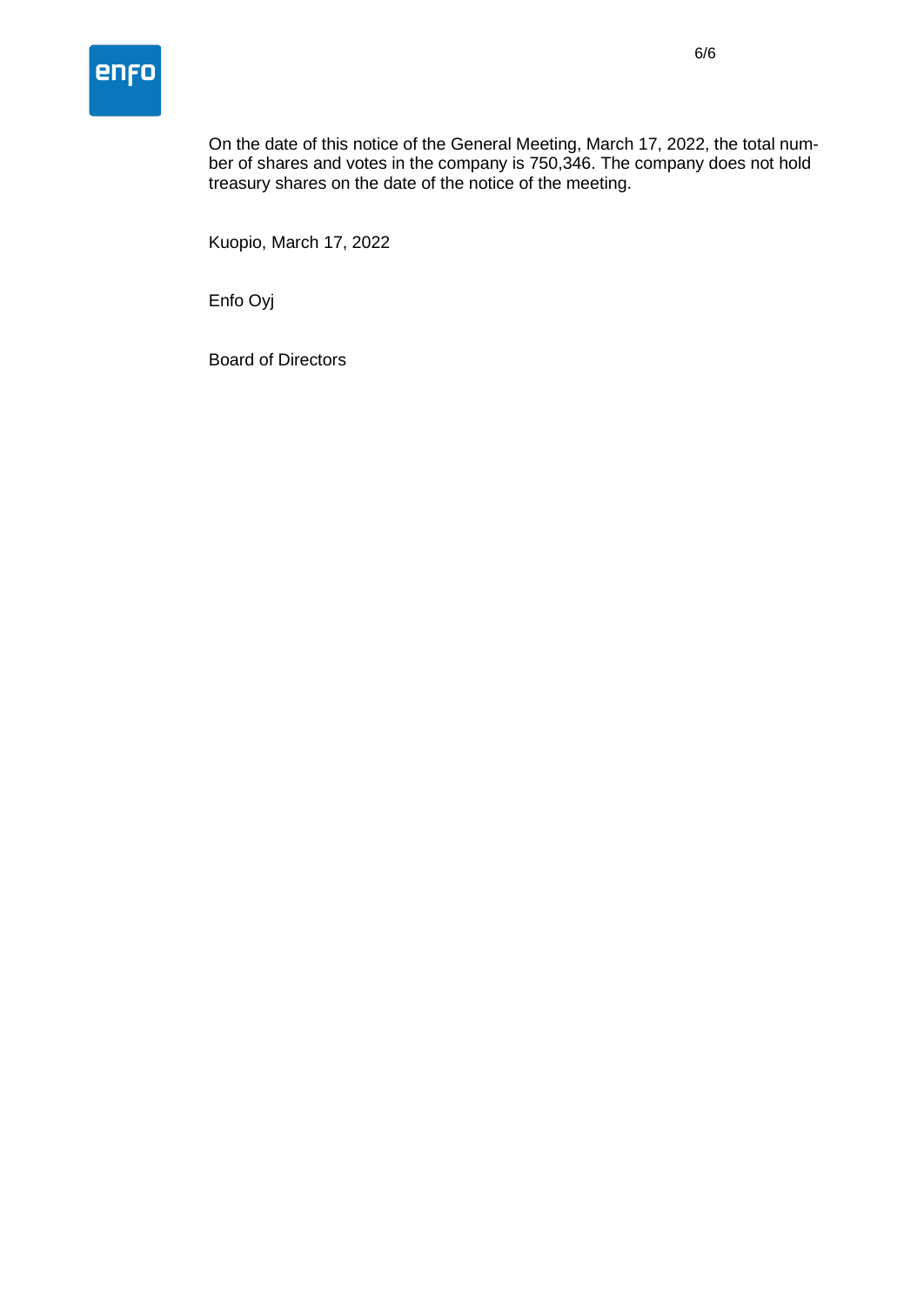On the date of this notice of the General Meeting, March 17, 2022, the total number of shares and votes in the company is 750,346. The company does not hold treasury shares on the date of the notice of the meeting.

Kuopio, March 17, 2022

Enfo Oyj

Board of Directors